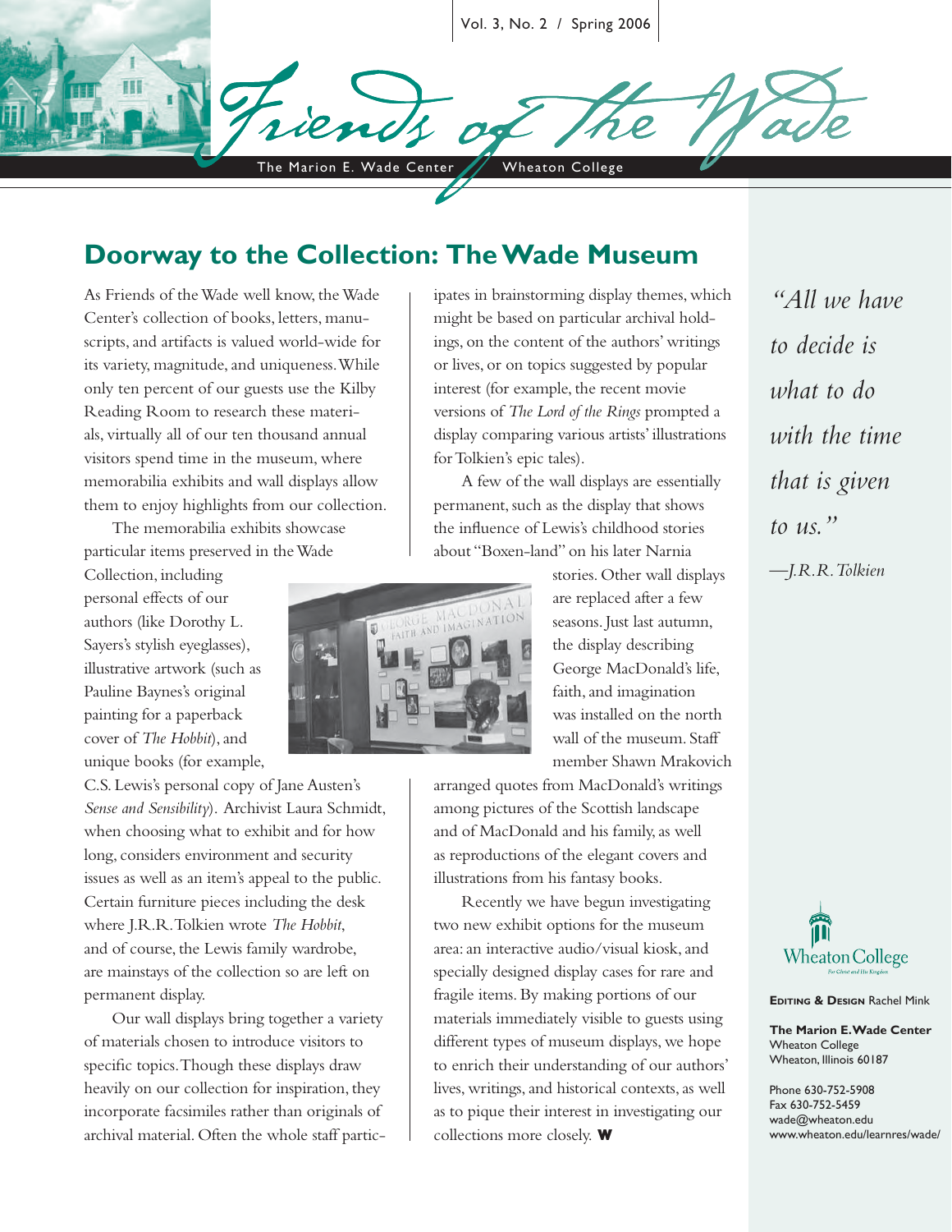# Friends of the Wade

The Marion E. Wade Center — Wheaton College

Vol. 3, No. 2 / Spring 2006

## Doorway to the Collection: The Wade Museum

As Friends of the Wade well know, the Wade Center's collection of books, letters, manuscripts, and artifacts is valued world-wide for its variety, magnitude, and uniqueness. While only ten percent of our guests use the Kilby Reading Room to research these materials, virtually all of our ten thousand annual visitors spend time in the museum, where memorabilia exhibits and wall displays allow them to enjoy highlights from our collection.

The memorabilia exhibits showcase particular items preserved in the Wade Collection, including personal effects of our authors (like Dorothy L. Sayers's stylish eyeglasses), illustrative artwork (such as Pauline Baynes's original painting for a paperback cover of *The Hobbit*), and unique books (for example, C.S. Lewis's personal copy of Jane Austen's *Sense and Sensibility*). Archivist Laura Schmidt, when choosing what to exhibit and for how long, considers environment and security issues as well as an item's appeal to the public. Certain furniture pieces including the desk where J.R.R. Tolkien wrote *The Hobbit,* and of course, the Lewis family wardrobe, are mainstays of the collection so are left on permanent display.

Our wall displays bring together a variety of materials chosen to introduce visitors to specific topics. Though these displays draw heavily on our collection for inspiration, they incorporate facsimiles rather than originals of archival material. Often the whole staff participates in brainstorming display themes, which might be based on particular archival holdings, on the content of the authors' writings or lives, or on topics suggested by popular interest (for example, the recent movie versions of *The Lord of the Rings* prompted a display comparing various artists' illustrations for Tolkien's epic tales).

A few of the wall displays are essentially permanent, such as the display that shows the influence of Lewis's childhood stories about "Boxen-land" on his later Narnia stories. Other wall displays are replaced after a few seasons. Just last autumn, the display describing George MacDonald's life, faith, and imagination was installed on the north wall of the museum. Staff member Shawn Mrakovich arranged quotes from MacDonald's writings among pictures of the Scottish landscape and of MacDonald and his family, as well as reproductions of the elegant covers and illustrations from his fantasy books.

Recently we have begun investigating two new exhibit options for the museum area: an interactive audio/visual kiosk, and specially designed display cases for rare and fragile items. By making portions of our materials immediately visible to guests using different types of museum displays, we hope to enrich their understanding of our authors' lives, writings, and historical contexts, as well as to pique their interest in investigating our collections more closely. **W**

*"All we have to decide is what to do with the time that is given to us."*

*—J.R.R. Tolkien*

**Editing & Design** Rachel Mink

**The Marion E. Wade Center**
Wheaton College
Wheaton, Illinois 60187

Phone 630-752-5908
Fax 630-752-5459
wade@wheaton.edu
www.wheaton.edu/learnres/wade/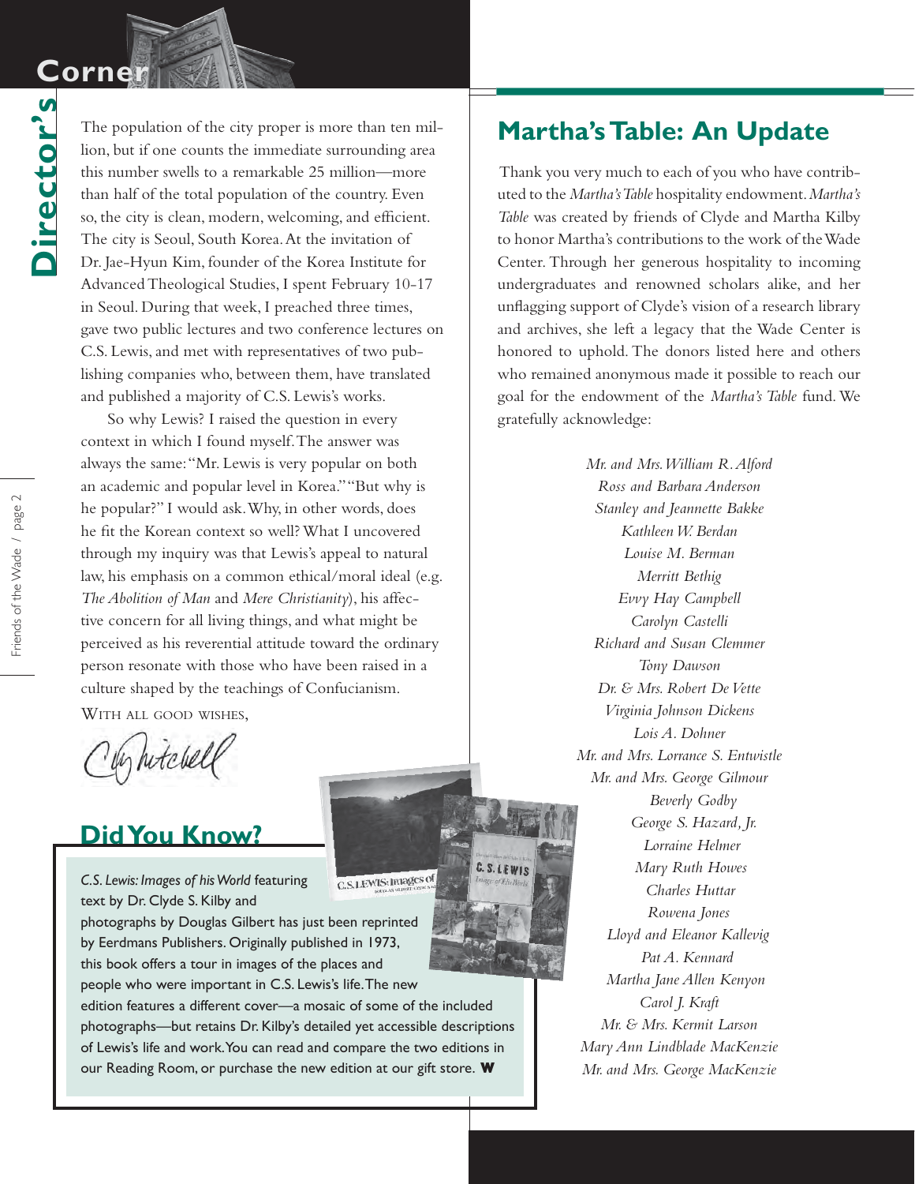## Director's Corner

The population of the city proper is more than ten million, but if one counts the immediate surrounding area this number swells to a remarkable 25 million—more than half of the total population of the country. Even so, the city is clean, modern, welcoming, and efficient. The city is Seoul, South Korea. At the invitation of Dr. Jae-Hyun Kim, founder of the Korea Institute for Advanced Theological Studies, I spent February 10-17 in Seoul. During that week, I preached three times, gave two public lectures and two conference lectures on C.S. Lewis, and met with representatives of two publishing companies who, between them, have translated and published a majority of C.S. Lewis's works.

So why Lewis? I raised the question in every context in which I found myself. The answer was always the same: "Mr. Lewis is very popular on both an academic and popular level in Korea." "But why is he popular?" I would ask. Why, in other words, does he fit the Korean context so well? What I uncovered through my inquiry was that Lewis's appeal to natural law, his emphasis on a common ethical/moral ideal (e.g. *The Abolition of Man* and *Mere Christianity*), his affective concern for all living things, and what might be perceived as his reverential attitude toward the ordinary person resonate with those who have been raised in a culture shaped by the teachings of Confucianism.

WITH ALL GOOD WISHES,

Chris Mitchell

## Did You Know?

*C.S. Lewis: Images of his World* featuring text by Dr. Clyde S. Kilby and photographs by Douglas Gilbert has just been reprinted by Eerdmans Publishers. Originally published in 1973, this book offers a tour in images of the places and people who were important in C.S. Lewis's life. The new edition features a different cover—a mosaic of some of the included photographs—but retains Dr. Kilby's detailed yet accessible descriptions of Lewis's life and work. You can read and compare the two editions in our Reading Room, or purchase the new edition at our gift store. **W**

## Martha's Table: An Update

Thank you very much to each of you who have contributed to the *Martha's Table* hospitality endowment. *Martha's Table* was created by friends of Clyde and Martha Kilby to honor Martha's contributions to the work of the Wade Center. Through her generous hospitality to incoming undergraduates and renowned scholars alike, and her unflagging support of Clyde's vision of a research library and archives, she left a legacy that the Wade Center is honored to uphold. The donors listed here and others who remained anonymous made it possible to reach our goal for the endowment of the *Martha's Table* fund. We gratefully acknowledge:

*Mr. and Mrs. William R. Alford*
*Ross and Barbara Anderson*
*Stanley and Jeannette Bakke*
*Kathleen W. Berdan*
*Louise M. Berman*
*Merritt Bethig*
*Evvy Hay Campbell*
*Carolyn Castelli*
*Richard and Susan Clemmer*
*Tony Dawson*
*Dr. & Mrs. Robert De Vette*
*Virginia Johnson Dickens*
*Lois A. Dohner*
*Mr. and Mrs. Lorrance S. Entwistle*
*Mr. and Mrs. George Gilmour*
*Beverly Godby*
*George S. Hazard, Jr.*
*Lorraine Helmer*
*Mary Ruth Howes*
*Charles Huttar*
*Rowena Jones*
*Lloyd and Eleanor Kallevig*
*Pat A. Kennard*
*Martha Jane Allen Kenyon*
*Carol J. Kraft*
*Mr. & Mrs. Kermit Larson*
*Mary Ann Lindblade MacKenzie*
*Mr. and Mrs. George MacKenzie*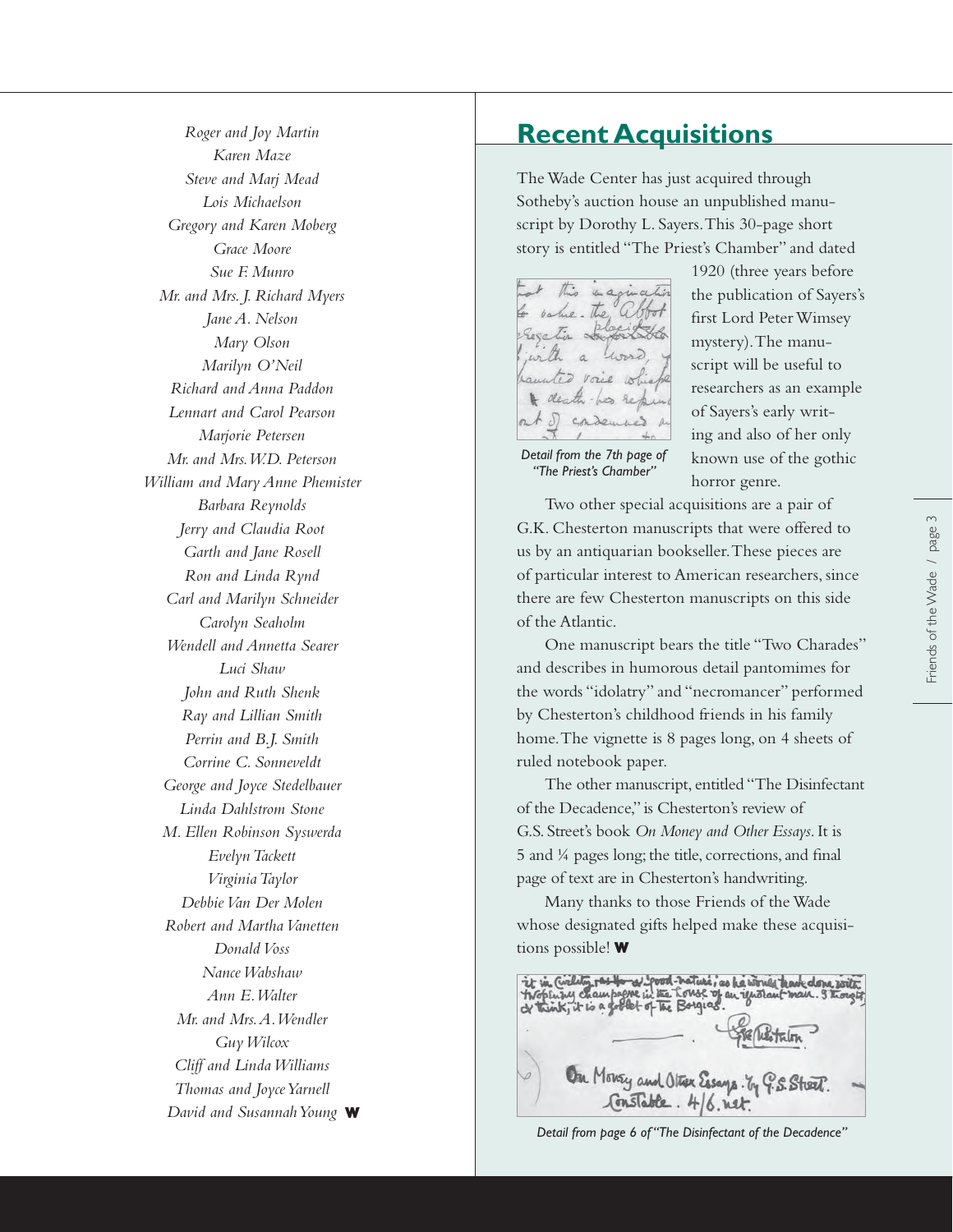*Roger and Joy Martin*
*Karen Maze*
*Steve and Marj Mead*
*Lois Michaelson*
*Gregory and Karen Moberg*
*Grace Moore*
*Sue F. Munro*
*Mr. and Mrs. J. Richard Myers*
*Jane A. Nelson*
*Mary Olson*
*Marilyn O'Neil*
*Richard and Anna Paddon*
*Lennart and Carol Pearson*
*Marjorie Petersen*
*Mr. and Mrs. W.D. Peterson*
*William and Mary Anne Phemister*
*Barbara Reynolds*
*Jerry and Claudia Root*
*Garth and Jane Rosell*
*Ron and Linda Rynd*
*Carl and Marilyn Schneider*
*Carolyn Seaholm*
*Wendell and Annetta Searer*
*Luci Shaw*
*John and Ruth Shenk*
*Ray and Lillian Smith*
*Perrin and B.J. Smith*
*Corrine C. Sonneveldt*
*George and Joyce Stedelbauer*
*Linda Dahlstrom Stone*
*M. Ellen Robinson Syswerda*
*Evelyn Tackett*
*Virginia Taylor*
*Debbie Van Der Molen*
*Robert and Martha Vanetten*
*Donald Voss*
*Nance Wabshaw*
*Ann E. Walter*
*Mr. and Mrs. A. Wendler*
*Guy Wilcox*
*Cliff and Linda Williams*
*Thomas and Joyce Yarnell*
*David and Susannah Young* **W**

## Recent Acquisitions

The Wade Center has just acquired through Sotheby's auction house an unpublished manuscript by Dorothy L. Sayers. This 30-page short story is entitled "The Priest's Chamber" and dated 1920 (three years before the publication of Sayers's first Lord Peter Wimsey mystery). The manuscript will be useful to researchers as an example of Sayers's early writing and also of her only known use of the gothic horror genre.

*Detail from the 7th page of "The Priest's Chamber"*

Two other special acquisitions are a pair of G.K. Chesterton manuscripts that were offered to us by an antiquarian bookseller. These pieces are of particular interest to American researchers, since there are few Chesterton manuscripts on this side of the Atlantic.

One manuscript bears the title "Two Charades" and describes in humorous detail pantomimes for the words "idolatry" and "necromancer" performed by Chesterton's childhood friends in his family home. The vignette is 8 pages long, on 4 sheets of ruled notebook paper.

The other manuscript, entitled "The Disinfectant of the Decadence," is Chesterton's review of G.S. Street's book *On Money and Other Essays*. It is 5 and ¼ pages long; the title, corrections, and final page of text are in Chesterton's handwriting.

Many thanks to those Friends of the Wade whose designated gifts helped make these acquisitions possible! **W**

*Detail from page 6 of "The Disinfectant of the Decadence"*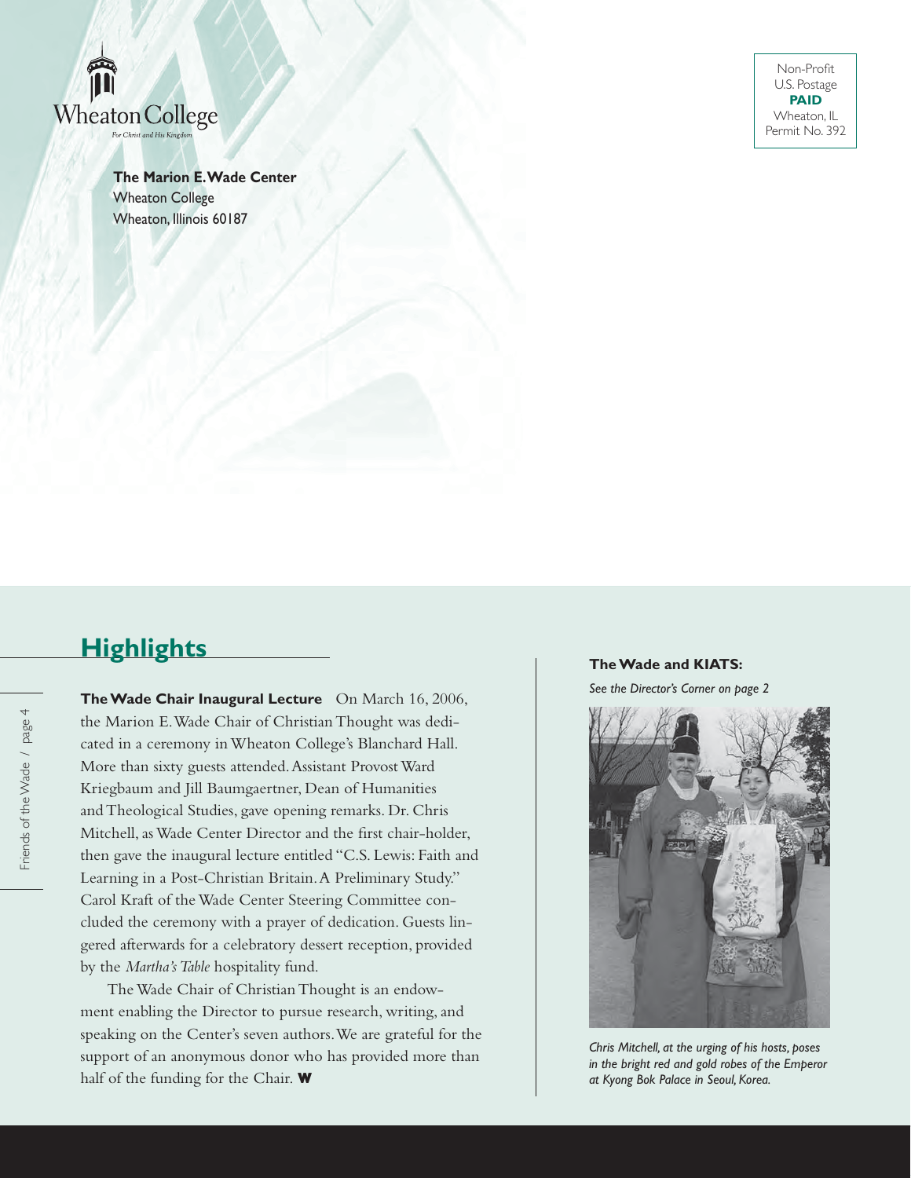Wheaton College

*For Christ and His Kingdom*

**The Marion E. Wade Center**
Wheaton College
Wheaton, Illinois 60187

Non-Profit
U.S. Postage
**PAID**
Wheaton, IL
Permit No. 392

## Highlights

**The Wade Chair Inaugural Lecture** On March 16, 2006, the Marion E. Wade Chair of Christian Thought was dedicated in a ceremony in Wheaton College's Blanchard Hall. More than sixty guests attended. Assistant Provost Ward Kriegbaum and Jill Baumgaertner, Dean of Humanities and Theological Studies, gave opening remarks. Dr. Chris Mitchell, as Wade Center Director and the first chair-holder, then gave the inaugural lecture entitled "C.S. Lewis: Faith and Learning in a Post-Christian Britain. A Preliminary Study." Carol Kraft of the Wade Center Steering Committee concluded the ceremony with a prayer of dedication. Guests lingered afterwards for a celebratory dessert reception, provided by the *Martha's Table* hospitality fund.

The Wade Chair of Christian Thought is an endowment enabling the Director to pursue research, writing, and speaking on the Center's seven authors. We are grateful for the support of an anonymous donor who has provided more than half of the funding for the Chair. **W**

**The Wade and KIATS:**

*See the Director's Corner on page 2*

*Chris Mitchell, at the urging of his hosts, poses in the bright red and gold robes of the Emperor at Kyong Bok Palace in Seoul, Korea.*